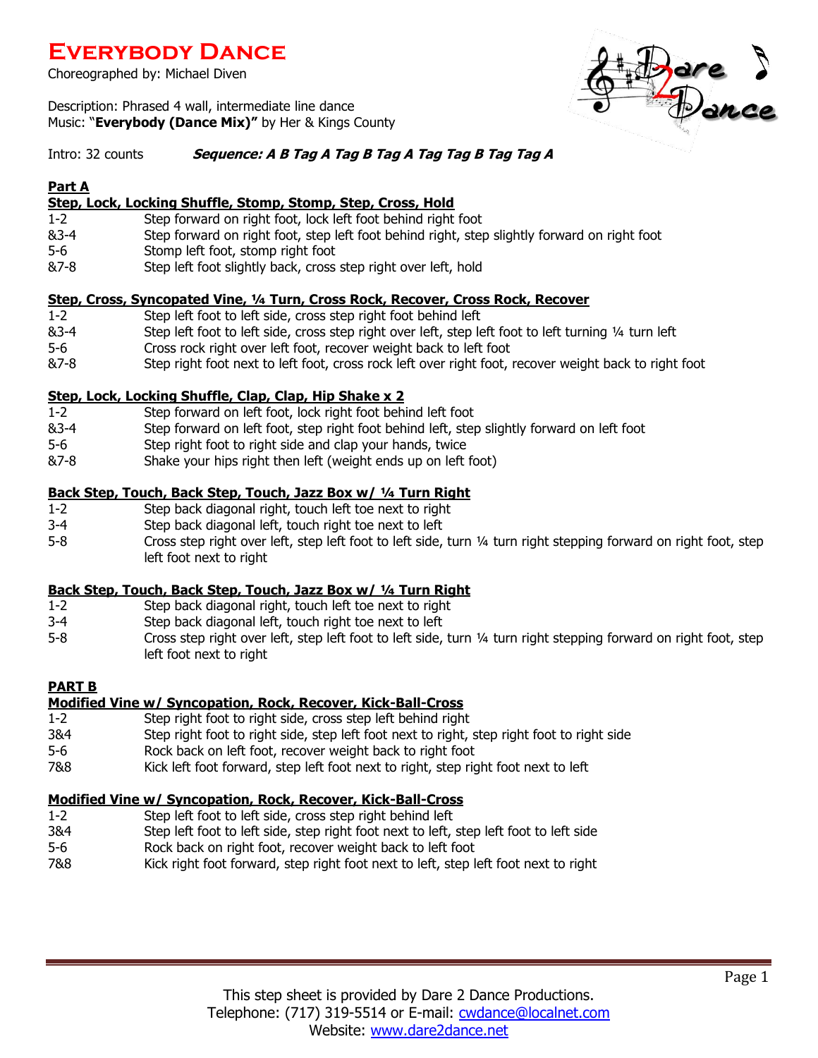# Everybody Dance

Choreographed by: Michael Diven

Description: Phrased 4 wall, intermediate line dance
Music: "**Everybody (Dance Mix)**" by Her & Kings County

Intro: 32 counts ***Sequence: A B Tag A Tag B Tag A Tag Tag B Tag Tag A***

## Part A

**Step, Lock, Locking Shuffle, Stomp, Stomp, Step, Cross, Hold**

| | |
|---|---|
| 1-2 | Step forward on right foot, lock left foot behind right foot |
| &3-4 | Step forward on right foot, step left foot behind right, step slightly forward on right foot |
| 5-6 | Stomp left foot, stomp right foot |
| &7-8 | Step left foot slightly back, cross step right over left, hold |

**Step, Cross, Syncopated Vine, ¼ Turn, Cross Rock, Recover, Cross Rock, Recover**

| | |
|---|---|
| 1-2 | Step left foot to left side, cross step right foot behind left |
| &3-4 | Step left foot to left side, cross step right over left, step left foot to left turning ¼ turn left |
| 5-6 | Cross rock right over left foot, recover weight back to left foot |
| &7-8 | Step right foot next to left foot, cross rock left over right foot, recover weight back to right foot |

**Step, Lock, Locking Shuffle, Clap, Clap, Hip Shake x 2**

| | |
|---|---|
| 1-2 | Step forward on left foot, lock right foot behind left foot |
| &3-4 | Step forward on left foot, step right foot behind left, step slightly forward on left foot |
| 5-6 | Step right foot to right side and clap your hands, twice |
| &7-8 | Shake your hips right then left (weight ends up on left foot) |

**Back Step, Touch, Back Step, Touch, Jazz Box w/ ¼ Turn Right**

| | |
|---|---|
| 1-2 | Step back diagonal right, touch left toe next to right |
| 3-4 | Step back diagonal left, touch right toe next to left |
| 5-8 | Cross step right over left, step left foot to left side, turn ¼ turn right stepping forward on right foot, step left foot next to right |

**Back Step, Touch, Back Step, Touch, Jazz Box w/ ¼ Turn Right**

| | |
|---|---|
| 1-2 | Step back diagonal right, touch left toe next to right |
| 3-4 | Step back diagonal left, touch right toe next to left |
| 5-8 | Cross step right over left, step left foot to left side, turn ¼ turn right stepping forward on right foot, step left foot next to right |

## PART B

**Modified Vine w/ Syncopation, Rock, Recover, Kick-Ball-Cross**

| | |
|---|---|
| 1-2 | Step right foot to right side, cross step left behind right |
| 3&4 | Step right foot to right side, step left foot next to right, step right foot to right side |
| 5-6 | Rock back on left foot, recover weight back to right foot |
| 7&8 | Kick left foot forward, step left foot next to right, step right foot next to left |

**Modified Vine w/ Syncopation, Rock, Recover, Kick-Ball-Cross**

| | |
|---|---|
| 1-2 | Step left foot to left side, cross step right behind left |
| 3&4 | Step left foot to left side, step right foot next to left, step left foot to left side |
| 5-6 | Rock back on right foot, recover weight back to left foot |
| 7&8 | Kick right foot forward, step right foot next to left, step left foot next to right |

This step sheet is provided by Dare 2 Dance Productions.
Telephone: (717) 319-5514 or E-mail: cwdance@localnet.com
Website: www.dare2dance.net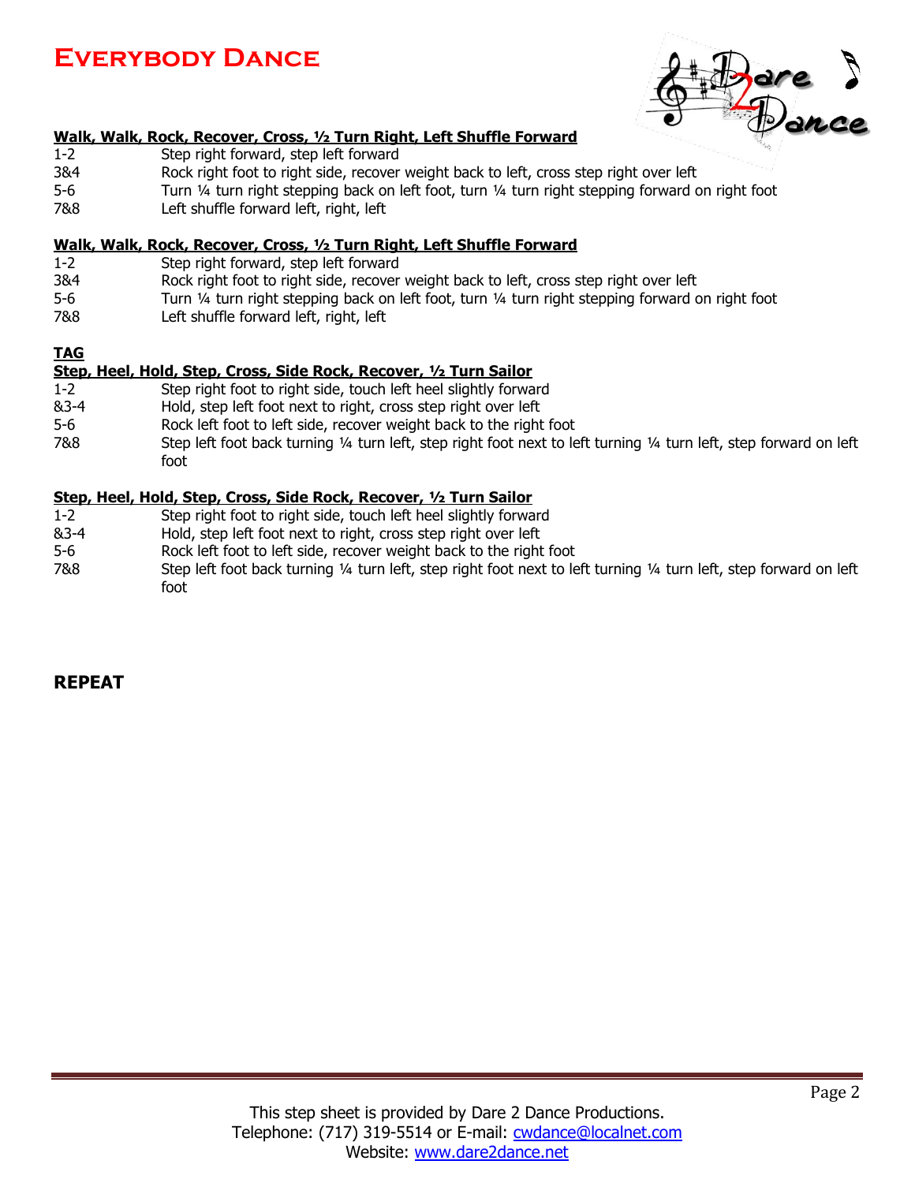**Walk, Walk, Rock, Recover, Cross, ½ Turn Right, Left Shuffle Forward**

| | |
|---|---|
| 1-2 | Step right forward, step left forward |
| 3&4 | Rock right foot to right side, recover weight back to left, cross step right over left |
| 5-6 | Turn ¼ turn right stepping back on left foot, turn ¼ turn right stepping forward on right foot |
| 7&8 | Left shuffle forward left, right, left |

**Walk, Walk, Rock, Recover, Cross, ½ Turn Right, Left Shuffle Forward**

| | |
|---|---|
| 1-2 | Step right forward, step left forward |
| 3&4 | Rock right foot to right side, recover weight back to left, cross step right over left |
| 5-6 | Turn ¼ turn right stepping back on left foot, turn ¼ turn right stepping forward on right foot |
| 7&8 | Left shuffle forward left, right, left |

**TAG**

**Step, Heel, Hold, Step, Cross, Side Rock, Recover, ½ Turn Sailor**

| | |
|---|---|
| 1-2 | Step right foot to right side, touch left heel slightly forward |
| &3-4 | Hold, step left foot next to right, cross step right over left |
| 5-6 | Rock left foot to left side, recover weight back to the right foot |
| 7&8 | Step left foot back turning ¼ turn left, step right foot next to left turning ¼ turn left, step forward on left foot |

**Step, Heel, Hold, Step, Cross, Side Rock, Recover, ½ Turn Sailor**

| | |
|---|---|
| 1-2 | Step right foot to right side, touch left heel slightly forward |
| &3-4 | Hold, step left foot next to right, cross step right over left |
| 5-6 | Rock left foot to left side, recover weight back to the right foot |
| 7&8 | Step left foot back turning ¼ turn left, step right foot next to left turning ¼ turn left, step forward on left foot |

**REPEAT**

This step sheet is provided by Dare 2 Dance Productions.
Telephone: (717) 319-5514 or E-mail: cwdance@localnet.com
Website: www.dare2dance.net